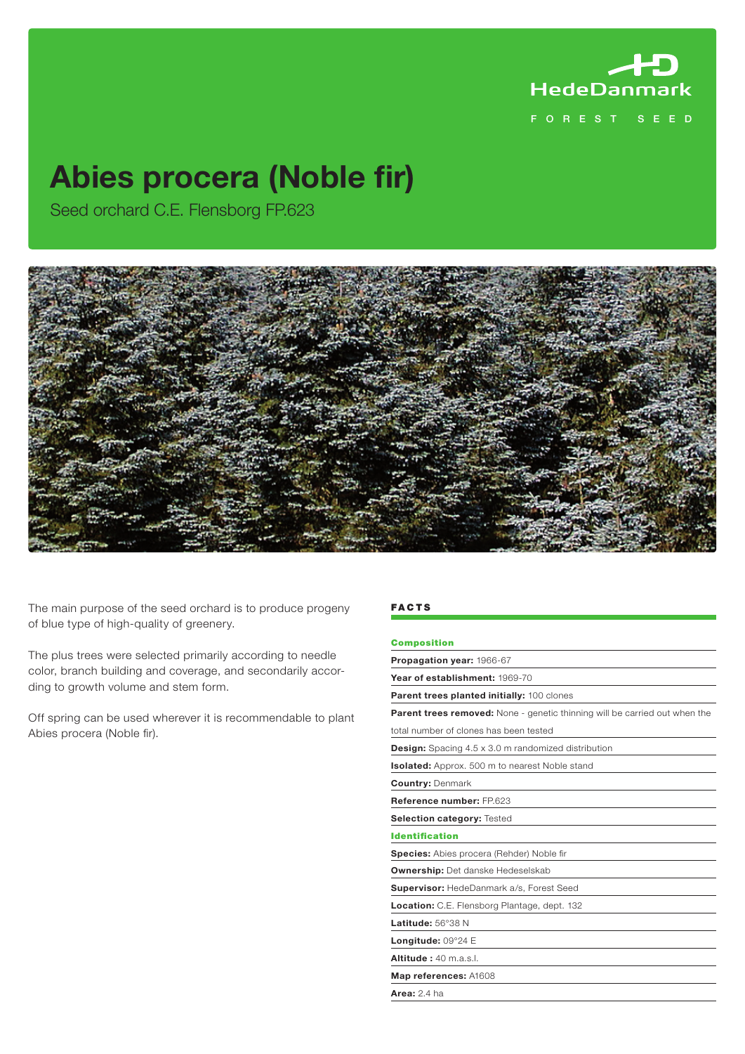HedeDanmark

FOREST SEED

# Abies procera (Noble fir)

Seed orchard C.E. Flensborg FP.623

The main purpose of the seed orchard is to produce progeny of blue type of high-quality of greenery.

The plus trees were selected primarily according to needle color, branch building and coverage, and secondarily according to growth volume and stem form.

Off spring can be used wherever it is recommendable to plant Abies procera (Noble fir).

## FACTS

### Composition

**Propagation year:** 1966-67

**Year of establishment:** 1969-70

**Parent trees planted initially:** 100 clones

**Parent trees removed:** None - genetic thinning will be carried out when the total number of clones has been tested

**Design:** Spacing 4.5 x 3.0 m randomized distribution

**Isolated:** Approx. 500 m to nearest Noble stand

**Country:** Denmark

**Reference number:** FP.623

**Selection category:** Tested

### Identification

**Species:** Abies procera (Rehder) Noble fir

**Ownership:** Det danske Hedeselskab

**Supervisor:** HedeDanmark a/s, Forest Seed

**Location:** C.E. Flensborg Plantage, dept. 132

**Latitude:** 56°38 N

**Longitude:** 09°24 E

**Altitude :** 40 m.a.s.l.

**Map references:** A1608

**Area:** 2.4 ha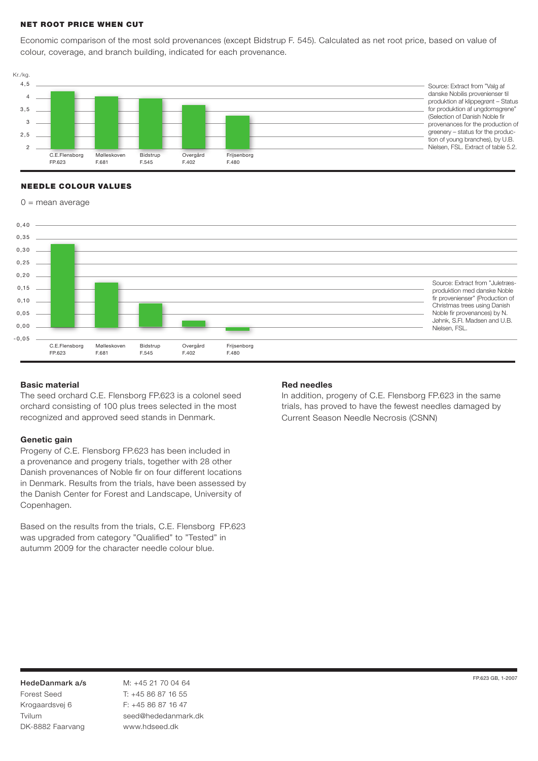## NET ROOT PRICE WHEN CUT

Economic comparison of the most sold provenances (except Bidstrup F. 545). Calculated as net root price, based on value of colour, coverage, and branch building, indicated for each provenance.

Kr./kg.
4,5
4
3,5
3
2,5
2

C.E.Flensborg FP.623
Mølleskoven F.681
Bidstrup F.545
Overgård F.402
Frijsenborg F.480

Source: Extract from "Valg af danske Nobilis provenienser til produktion af klippegrønt – Status for produktion af ungdomsgrene" (Selection of Danish Noble fir provenances for the production of greenery – status for the production of young branches), by U.B. Nielsen, FSL. Extract of table 5.2.

## NEEDLE COLOUR VALUES

0 = mean average

0,40
0,35
0,30
0,25
0,20
0,15
0,10
0,05
0,00
-0,05

C.E.Flensborg FP.623
Mølleskoven F.681
Bidstrup F.545
Overgård F.402
Frijsenborg F.480

Source: Extract from "Juletræsproduktion med danske Noble fir provenienser" (Production of Christmas trees using Danish Noble fir provenances) by N. Jøhnk, S.Fl. Madsen and U.B. Nielsen, FSL.

### Basic material

The seed orchard C.E. Flensborg FP.623 is a colonel seed orchard consisting of 100 plus trees selected in the most recognized and approved seed stands in Denmark.

### Genetic gain

Progeny of C.E. Flensborg FP.623 has been included in a provenance and progeny trials, together with 28 other Danish provenances of Noble fir on four different locations in Denmark. Results from the trials, have been assessed by the Danish Center for Forest and Landscape, University of Copenhagen.

Based on the results from the trials, C.E. Flensborg FP.623 was upgraded from category "Qualified" to "Tested" in autumm 2009 for the character needle colour blue.

### Red needles

In addition, progeny of C.E. Flensborg FP.623 in the same trials, has proved to have the fewest needles damaged by Current Season Needle Necrosis (CSNN)

**HedeDanmark a/s**
Forest Seed
Krogaardsvej 6
Tvilum
DK-8882 Faarvang

M: +45 21 70 04 64
T: +45 86 87 16 55
F: +45 86 87 16 47
seed@hededanmark.dk
www.hdseed.dk

FP.623 GB, 1-2007